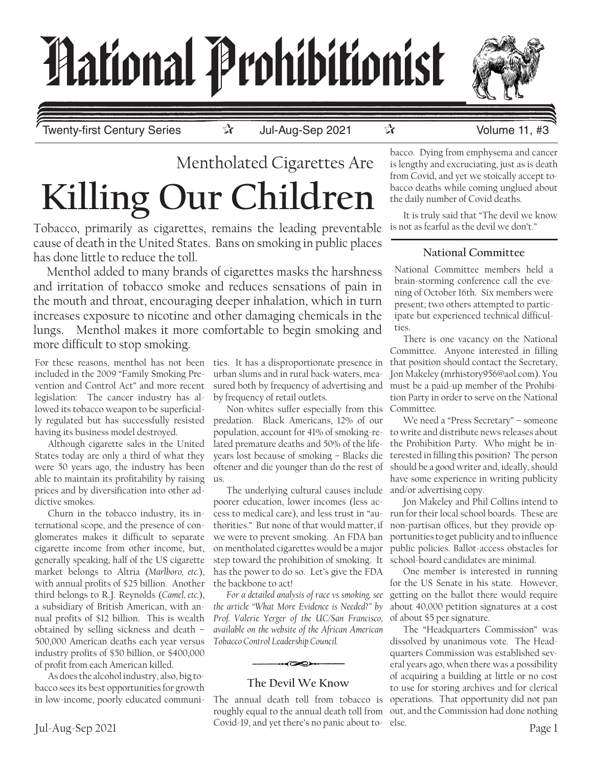# National Prohibitionist

Twenty-first Century Series ☆ Jul-Aug-Sep 2021 ☆ Volume 11, #3

## Mentholated Cigarettes Are
# Killing Our Children

Tobacco, primarily as cigarettes, remains the leading preventable cause of death in the United States. Bans on smoking in public places has done little to reduce the toll.

Menthol added to many brands of cigarettes masks the harshness and irritation of tobacco smoke and reduces sensations of pain in the mouth and throat, encouraging deeper inhalation, which in turn increases exposure to nicotine and other damaging chemicals in the lungs. Menthol makes it more comfortable to begin smoking and more difficult to stop smoking.

For these reasons, menthol has not been included in the 2009 "Family Smoking Prevention and Control Act" and more recent legislation: The cancer industry has allowed its tobacco weapon to be superficially regulated but has successfully resisted having its business model destroyed.

Although cigarette sales in the United States today are only a third of what they were 50 years ago, the industry has been able to maintain its profitability by raising prices and by diversification into other addictive smokes.

Churn in the tobacco industry, its international scope, and the presence of conglomerates makes it difficult to separate cigarette income from other income, but, generally speaking, half of the US cigarette market belongs to Altria (*Marlboro, etc.*), with annual profits of $25 billion. Another third belongs to R.J. Reynolds (*Camel, etc.*), a subsidiary of British American, with annual profits of $12 billion. This is wealth obtained by selling sickness and death – 500,000 American deaths each year versus industry profits of $50 billion, or $400,000 of profit from each American killed.

As does the alcohol industry, also, big tobacco sees its best opportunities for growth in low-income, poorly educated communities. It has a disproportionate presence in urban slums and in rural back-waters, measured both by frequency of advertising and by frequency of retail outlets.

Non-whites suffer especially from this predation. Black Americans, 12% of our population, account for 41% of smoking-related premature deaths and 50% of the life-years lost because of smoking – Blacks die oftener and die younger than do the rest of us.

The underlying cultural causes include poorer education, lower incomes (less access to medical care), and less trust in "authorities." But none of that would matter, if we were to prevent smoking. An FDA ban on mentholated cigarettes would be a major step toward the prohibition of smoking. It has the power to do so. Let's give the FDA the backbone to act!

*For a detailed analysis of race vs smoking, see the article "What More Evidence is Needed?" by Prof. Valerie Yerger of the UC/San Francisco, available on the website of the African American Tobacco Control Leadership Council.*

### The Devil We Know

The annual death toll from tobacco is roughly equal to the annual death toll from Covid-19, and yet there's no panic about tobacco. Dying from emphysema and cancer is lengthy and excruciating, just as is death from Covid, and yet we stoically accept tobacco deaths while coming unglued about the daily number of Covid deaths.

It is truly said that "The devil we know is not as fearful as the devil we don't."

### National Committee

National Committee members held a brain-storming conference call the evening of October 16th. Six members were present; two others attempted to participate but experienced technical difficulties.

There is one vacancy on the National Committee. Anyone interested in filling that position should contact the Secretary, Jon Makeley (mrhistory956@aol.com). You must be a paid-up member of the Prohibition Party in order to serve on the National Committee.

We need a "Press Secretary" – someone to write and distribute news releases about the Prohibition Party. Who might be interested in filling this position? The person should be a good writer and, ideally, should have some experience in writing publicity and/or advertising copy.

Jon Makeley and Phil Collins intend to run for their local school boards. These are non-partisan offices, but they provide opportunities to get publicity and to influence public policies. Ballot-access obstacles for school-board candidates are minimal.

One member is interested in running for the US Senate in his state. However, getting on the ballot there would require about 40,000 petition signatures at a cost of about $5 per signature.

The "Headquarters Commission" was dissolved by unanimous vote. The Headquarters Commission was established several years ago, when there was a possibility of acquiring a building at little or no cost to use for storing archives and for clerical operations. That opportunity did not pan out, and the Commission had done nothing else.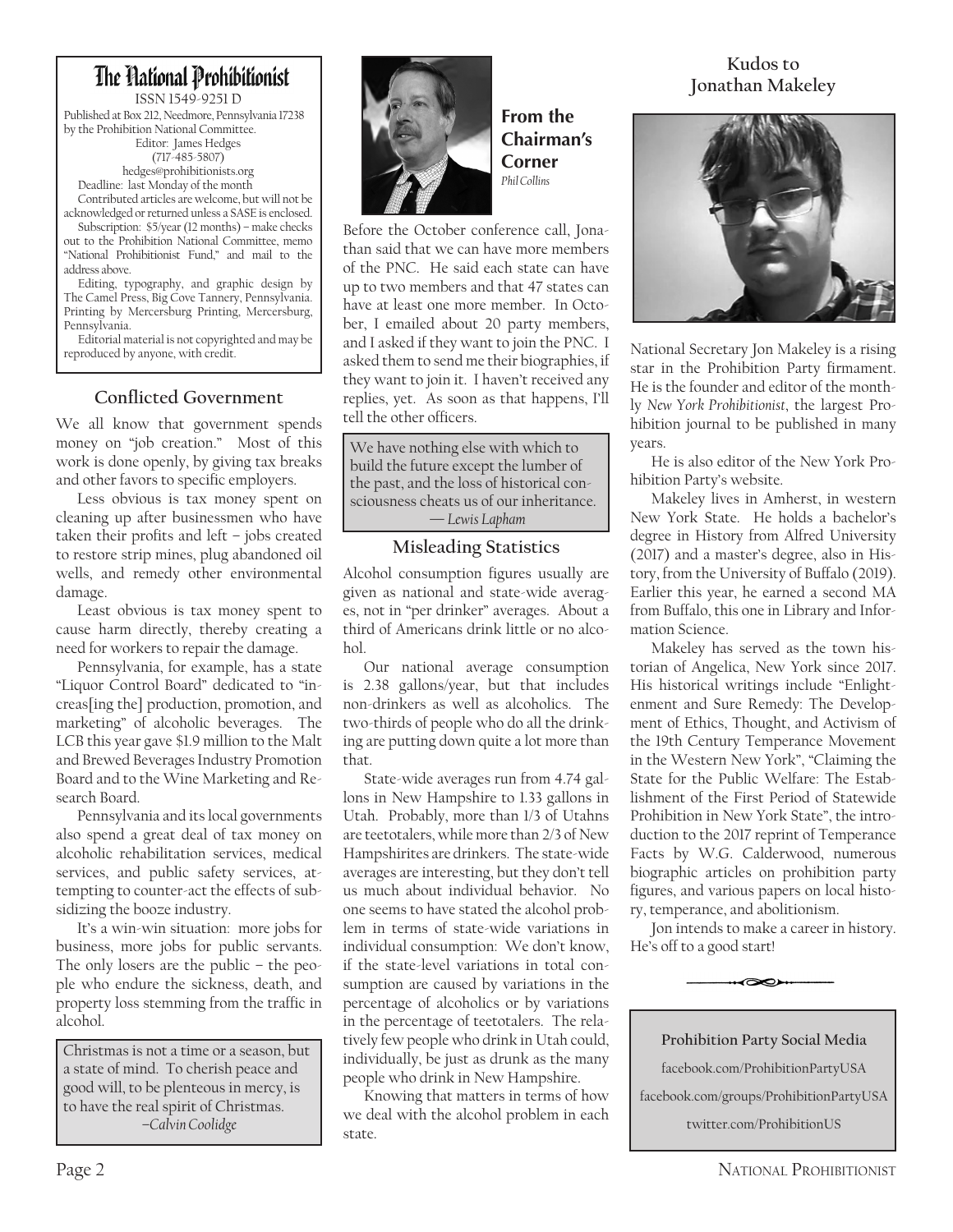# The National Prohibitionist

ISSN 1549-9251 D

Published at Box 212, Needmore, Pennsylvania 17238 by the Prohibition National Committee.
Editor: James Hedges
(717-485-5807)
hedges@prohibitionists.org
Deadline: last Monday of the month

Contributed articles are welcome, but will not be acknowledged or returned unless a SASE is enclosed.

Subscription: $5/year (12 months) – make checks out to the Prohibition National Committee, memo "National Prohibitionist Fund," and mail to the address above.

Editing, typography, and graphic design by The Camel Press, Big Cove Tannery, Pennsylvania. Printing by Mercersburg Printing, Mercersburg, Pennsylvania.

Editorial material is not copyrighted and may be reproduced by anyone, with credit.

## Conflicted Government

We all know that government spends money on "job creation." Most of this work is done openly, by giving tax breaks and other favors to specific employers.

Less obvious is tax money spent on cleaning up after businessmen who have taken their profits and left – jobs created to restore strip mines, plug abandoned oil wells, and remedy other environmental damage.

Least obvious is tax money spent to cause harm directly, thereby creating a need for workers to repair the damage.

Pennsylvania, for example, has a state "Liquor Control Board" dedicated to "increas[ing the] production, promotion, and marketing" of alcoholic beverages. The LCB this year gave $1.9 million to the Malt and Brewed Beverages Industry Promotion Board and to the Wine Marketing and Research Board.

Pennsylvania and its local governments also spend a great deal of tax money on alcoholic rehabilitation services, medical services, and public safety services, attempting to counter-act the effects of subsidizing the booze industry.

It's a win-win situation: more jobs for business, more jobs for public servants. The only losers are the public – the people who endure the sickness, death, and property loss stemming from the traffic in alcohol.

> Christmas is not a time or a season, but a state of mind. To cherish peace and good will, to be plenteous in mercy, is to have the real spirit of Christmas.
> –*Calvin Coolidge*

## From the Chairman's Corner

*Phil Collins*

Before the October conference call, Jonathan said that we can have more members of the PNC. He said each state can have up to two members and that 47 states can have at least one more member. In October, I emailed about 20 party members, and I asked if they want to join the PNC. I asked them to send me their biographies, if they want to join it. I haven't received any replies, yet. As soon as that happens, I'll tell the other officers.

> We have nothing else with which to build the future except the lumber of the past, and the loss of historical consciousness cheats us of our inheritance.
> — *Lewis Lapham*

## Misleading Statistics

Alcohol consumption figures usually are given as national and state-wide averages, not in "per drinker" averages. About a third of Americans drink little or no alcohol.

Our national average consumption is 2.38 gallons/year, but that includes non-drinkers as well as alcoholics. The two-thirds of people who do all the drinking are putting down quite a lot more than that.

State-wide averages run from 4.74 gallons in New Hampshire to 1.33 gallons in Utah. Probably, more than 1/3 of Utahns are teetotalers, while more than 2/3 of New Hampshirites are drinkers. The state-wide averages are interesting, but they don't tell us much about individual behavior. No one seems to have stated the alcohol problem in terms of state-wide variations in individual consumption: We don't know, if the state-level variations in total consumption are caused by variations in the percentage of alcoholics or by variations in the percentage of teetotalers. The relatively few people who drink in Utah could, individually, be just as drunk as the many people who drink in New Hampshire.

Knowing that matters in terms of how we deal with the alcohol problem in each state.

## Kudos to Jonathan Makeley

National Secretary Jon Makeley is a rising star in the Prohibition Party firmament. He is the founder and editor of the monthly *New York Prohibitionist*, the largest Prohibition journal to be published in many years.

He is also editor of the New York Prohibition Party's website.

Makeley lives in Amherst, in western New York State. He holds a bachelor's degree in History from Alfred University (2017) and a master's degree, also in History, from the University of Buffalo (2019). Earlier this year, he earned a second MA from Buffalo, this one in Library and Information Science.

Makeley has served as the town historian of Angelica, New York since 2017. His historical writings include "Enlightenment and Sure Remedy: The Development of Ethics, Thought, and Activism of the 19th Century Temperance Movement in the Western New York", "Claiming the State for the Public Welfare: The Establishment of the First Period of Statewide Prohibition in New York State", the introduction to the 2017 reprint of Temperance Facts by W.G. Calderwood, numerous biographic articles on prohibition party figures, and various papers on local history, temperance, and abolitionism.

Jon intends to make a career in history. He's off to a good start!

**Prohibition Party Social Media**

facebook.com/ProhibitionPartyUSA

facebook.com/groups/ProhibitionPartyUSA

twitter.com/ProhibitionUS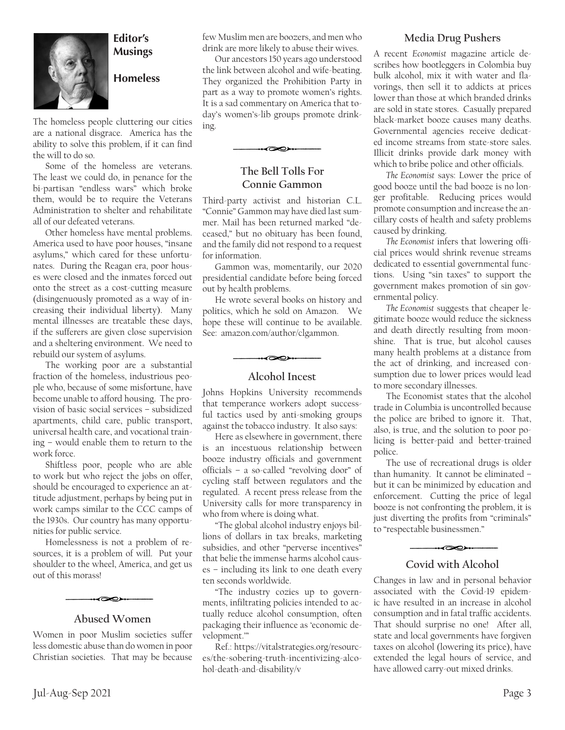## Editor's Musings

### Homeless

The homeless people cluttering our cities are a national disgrace. America has the ability to solve this problem, if it can find the will to do so.

Some of the homeless are veterans. The least we could do, in penance for the bi-partisan "endless wars" which broke them, would be to require the Veterans Administration to shelter and rehabilitate all of our defeated veterans.

Other homeless have mental problems. America used to have poor houses, "insane asylums," which cared for these unfortunates. During the Reagan era, poor houses were closed and the inmates forced out onto the street as a cost-cutting measure (disingenuously promoted as a way of increasing their individual liberty). Many mental illnesses are treatable these days, if the sufferers are given close supervision and a sheltering environment. We need to rebuild our system of asylums.

The working poor are a substantial fraction of the homeless, industrious people who, because of some misfortune, have become unable to afford housing. The provision of basic social services – subsidized apartments, child care, public transport, universal health care, and vocational training – would enable them to return to the work force.

Shiftless poor, people who are able to work but who reject the jobs on offer, should be encouraged to experience an attitude adjustment, perhaps by being put in work camps similar to the CCC camps of the 1930s. Our country has many opportunities for public service.

Homelessness is not a problem of resources, it is a problem of will. Put your shoulder to the wheel, America, and get us out of this morass!

### Abused Women

Women in poor Muslim societies suffer less domestic abuse than do women in poor Christian societies. That may be because few Muslim men are boozers, and men who drink are more likely to abuse their wives.

Our ancestors 150 years ago understood the link between alcohol and wife-beating. They organized the Prohibition Party in part as a way to promote women's rights. It is a sad commentary on America that today's women's-lib groups promote drinking.

### The Bell Tolls For Connie Gammon

Third-party activist and historian C.L. "Connie" Gammon may have died last summer. Mail has been returned marked "deceased," but no obituary has been found, and the family did not respond to a request for information.

Gammon was, momentarily, our 2020 presidential candidate before being forced out by health problems.

He wrote several books on history and politics, which he sold on Amazon. We hope these will continue to be available. See: amazon.com/author/clgammon.

### Alcohol Incest

Johns Hopkins University recommends that temperance workers adopt successful tactics used by anti-smoking groups against the tobacco industry. It also says:

Here as elsewhere in government, there is an incestuous relationship between booze industry officials and government officials – a so-called "revolving door" of cycling staff between regulators and the regulated. A recent press release from the University calls for more transparency in who from where is doing what.

"The global alcohol industry enjoys billions of dollars in tax breaks, marketing subsidies, and other "perverse incentives" that belie the immense harms alcohol causes – including its link to one death every ten seconds worldwide.

"The industry cozies up to governments, infiltrating policies intended to actually reduce alcohol consumption, often packaging their influence as 'economic development.'"

Ref.: https://vitalstrategies.org/resources-the-sobering-truth-incentivizing-alcohol-death-and-disability/v

### Media Drug Pushers

A recent *Economist* magazine article describes how bootleggers in Colombia buy bulk alcohol, mix it with water and flavorings, then sell it to addicts at prices lower than those at which branded drinks are sold in state stores. Casually prepared black-market booze causes many deaths. Governmental agencies receive dedicated income streams from state-store sales. Illicit drinks provide dark money with which to bribe police and other officials.

*The Economist* says: Lower the price of good booze until the bad booze is no longer profitable. Reducing prices would promote consumption and increase the ancillary costs of health and safety problems caused by drinking.

*The Economist* infers that lowering official prices would shrink revenue streams dedicated to essential governmental functions. Using "sin taxes" to support the government makes promotion of sin governmental policy.

*The Economist* suggests that cheaper legitimate booze would reduce the sickness and death directly resulting from moonshine. That is true, but alcohol causes many health problems at a distance from the act of drinking, and increased consumption due to lower prices would lead to more secondary illnesses.

The Economist states that the alcohol trade in Columbia is uncontrolled because the police are bribed to ignore it. That, also, is true, and the solution to poor policing is better-paid and better-trained police.

The use of recreational drugs is older than humanity. It cannot be eliminated – but it can be minimized by education and enforcement. Cutting the price of legal booze is not confronting the problem, it is just diverting the profits from "criminals" to "respectable businessmen."

### Covid with Alcohol

Changes in law and in personal behavior associated with the Covid-19 epidemic have resulted in an increase in alcohol consumption and in fatal traffic accidents. That should surprise no one! After all, state and local governments have forgiven taxes on alcohol (lowering its price), have extended the legal hours of service, and have allowed carry-out mixed drinks.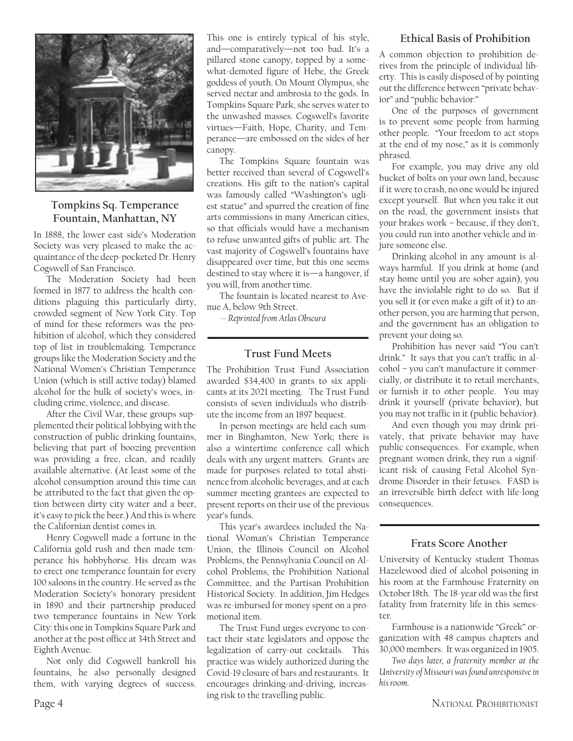## Tompkins Sq. Temperance Fountain, Manhattan, NY

In 1888, the lower east side's Moderation Society was very pleased to make the acquaintance of the deep-pocketed Dr. Henry Cogswell of San Francisco.

The Moderation Society had been formed in 1877 to address the health conditions plaguing this particularly dirty, crowded segment of New York City. Top of mind for these reformers was the prohibition of alcohol, which they considered top of list in troublemaking. Temperance groups like the Moderation Society and the National Women's Christian Temperance Union (which is still active today) blamed alcohol for the bulk of society's woes, including crime, violence, and disease.

After the Civil War, these groups supplemented their political lobbying with the construction of public drinking fountains, believing that part of boozing prevention was providing a free, clean, and readily available alternative. (At least some of the alcohol consumption around this time can be attributed to the fact that given the option between dirty city water and a beer, it's easy to pick the beer.) And this is where the Californian dentist comes in.

Henry Cogswell made a fortune in the California gold rush and then made temperance his hobbyhorse. His dream was to erect one temperance fountain for every 100 saloons in the country. He served as the Moderation Society's honorary president in 1890 and their partnership produced two temperance fountains in New York City: this one in Tompkins Square Park and another at the post office at 34th Street and Eighth Avenue.

Not only did Cogswell bankroll his fountains, he also personally designed them, with varying degrees of success. This one is entirely typical of his style, and—comparatively—not too bad. It's a pillared stone canopy, topped by a somewhat-demoted figure of Hebe, the Greek goddess of youth. On Mount Olympus, she served nectar and ambrosia to the gods. In Tompkins Square Park, she serves water to the unwashed masses. Cogswell's favorite virtues—Faith, Hope, Charity, and Temperance—are embossed on the sides of her canopy.

The Tompkins Square fountain was better received than several of Cogswell's creations. His gift to the nation's capital was famously called "Washington's ugliest statue" and spurred the creation of fine arts commissions in many American cities, so that officials would have a mechanism to refuse unwanted gifts of public art. The vast majority of Cogswell's fountains have disappeared over time, but this one seems destined to stay where it is—a hangover, if you will, from another time.

The fountain is located nearest to Avenue A, below 9th Street.

*-- Reprinted from Atlas Obscura*

## Trust Fund Meets

The Prohibition Trust Fund Association awarded $34,400 in grants to six applicants at its 2021 meeting. The Trust Fund consists of seven individuals who distribute the income from an 1897 bequest.

In-person meetings are held each summer in Binghamton, New York; there is also a wintertime conference call which deals with any urgent matters. Grants are made for purposes related to total abstinence from alcoholic beverages, and at each summer meeting grantees are expected to present reports on their use of the previous year's funds.

This year's awardees included the National Woman's Christian Temperance Union, the Illinois Council on Alcohol Problems, the Pennsylvania Council on Alcohol Problems, the Prohibition National Committee, and the Partisan Prohibition Historical Society. In addition, Jim Hedges was re-imbursed for money spent on a promotional item.

The Trust Fund urges everyone to contact their state legislators and oppose the legalization of carry-out cocktails. This practice was widely authorized during the Covid-19 closure of bars and restaurants. It encourages drinking-and-driving, increasing risk to the travelling public.

## Ethical Basis of Prohibition

A common objection to prohibition derives from the principle of individual liberty. This is easily disposed of by pointing out the difference between "private behavior" and "public behavior:"

One of the purposes of government is to prevent some people from harming other people. "Your freedom to act stops at the end of my nose," as it is commonly phrased.

For example, you may drive any old bucket of bolts on your own land, because if it were to crash, no one would be injured except yourself. But when you take it out on the road, the government insists that your brakes work – because, if they don't, you could run into another vehicle and injure someone else.

Drinking alcohol in any amount is always harmful. If you drink at home (and stay home until you are sober again), you have the inviolable right to do so. But if you sell it (or even make a gift of it) to another person, you are harming that person, and the government has an obligation to prevent your doing so.

Prohibition has never said "You can't drink." It says that you can't traffic in alcohol – you can't manufacture it commercially, or distribute it to retail merchants, or furnish it to other people. You may drink it yourself (private behavior), but you may not traffic in it (public behavior).

And even though you may drink privately, that private behavior may have public consequences. For example, when pregnant women drink, they run a significant risk of causing Fetal Alcohol Syndrome Disorder in their fetuses. FASD is an irreversible birth defect with life-long consequences.

## Frats Score Another

University of Kentucky student Thomas Hazelewood died of alcohol poisoning in his room at the Farmhouse Fraternity on October 18th. The 18-year old was the first fatality from fraternity life in this semester.

Farmhouse is a nationwide "Greek" organization with 48 campus chapters and 30,000 members. It was organized in 1905.

*Two days later, a fraternity member at the University of Missouri was found unresponsive in his room.*